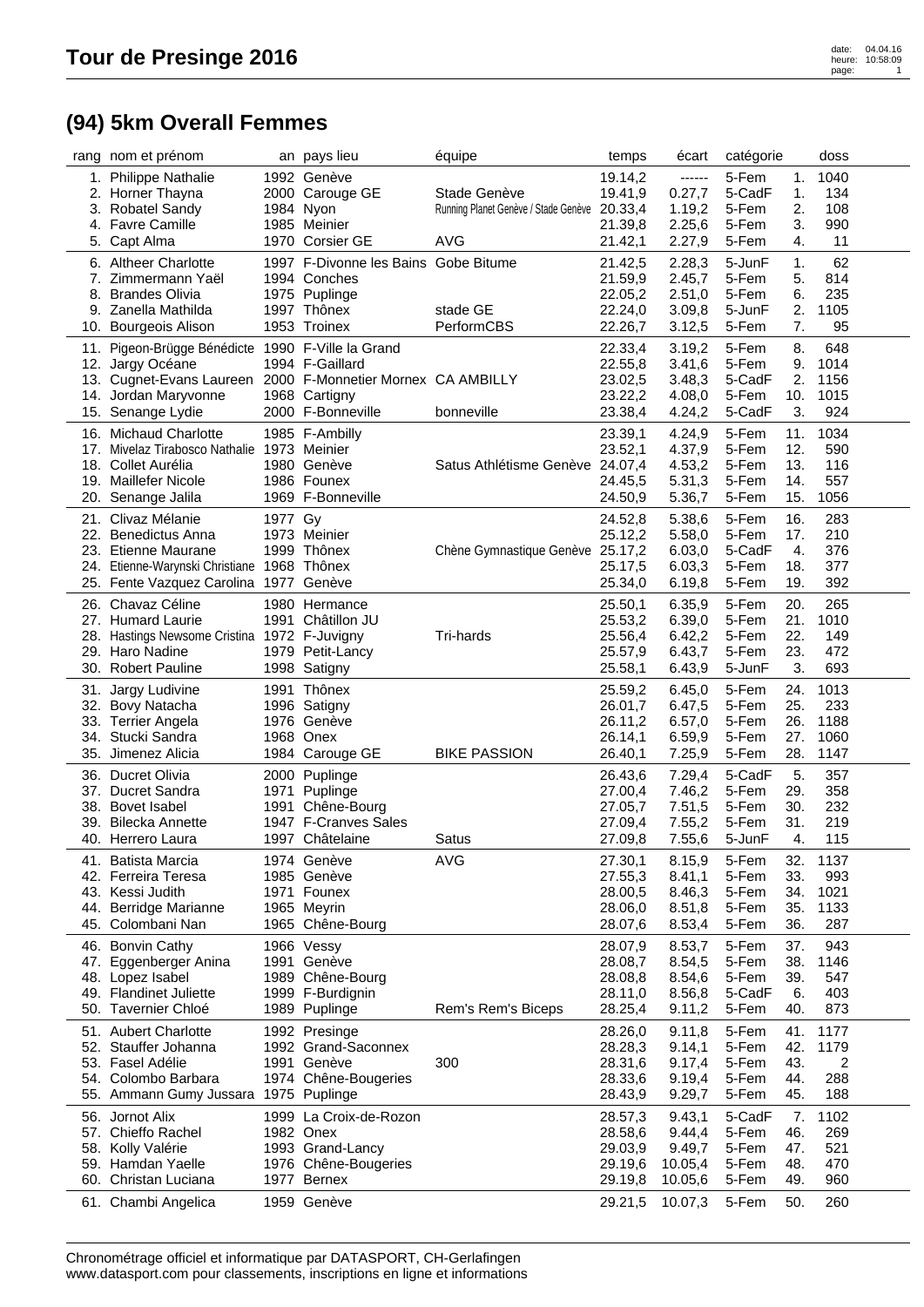# Tour de Presinge 2016

## (94) 5km Overall Femmes

| rang | nom et prénom | an | pays lieu | équipe | temps | écart | catégorie | | doss |
|---|---|---|---|---|---|---|---|---|---|
| 1. | Philippe Nathalie | 1992 | Genève | | 19.14,2 | ------ | 5-Fem | 1. | 1040 |
| 2. | Horner Thayna | 2000 | Carouge GE | Stade Genève | 19.41,9 | 0.27,7 | 5-CadF | 1. | 134 |
| 3. | Robatel Sandy | 1984 | Nyon | Running Planet Genève / Stade Genève | 20.33,4 | 1.19,2 | 5-Fem | 2. | 108 |
| 4. | Favre Camille | 1985 | Meinier | | 21.39,8 | 2.25,6 | 5-Fem | 3. | 990 |
| 5. | Capt Alma | 1970 | Corsier GE | AVG | 21.42,1 | 2.27,9 | 5-Fem | 4. | 11 |
| 6. | Altheer Charlotte | 1997 | F-Divonne les Bains | Gobe Bitume | 21.42,5 | 2.28,3 | 5-JunF | 1. | 62 |
| 7. | Zimmermann Yaël | 1994 | Conches | | 21.59,9 | 2.45,7 | 5-Fem | 5. | 814 |
| 8. | Brandes Olivia | 1975 | Puplinge | | 22.05,2 | 2.51,0 | 5-Fem | 6. | 235 |
| 9. | Zanella Mathilda | 1997 | Thônex | stade GE | 22.24,0 | 3.09,8 | 5-JunF | 2. | 1105 |
| 10. | Bourgeois Alison | 1953 | Troinex | PerformCBS | 22.26,7 | 3.12,5 | 5-Fem | 7. | 95 |
| 11. | Pigeon-Brügge Bénédicte | 1990 | F-Ville la Grand | | 22.33,4 | 3.19,2 | 5-Fem | 8. | 648 |
| 12. | Jargy Océane | 1994 | F-Gaillard | | 22.55,8 | 3.41,6 | 5-Fem | 9. | 1014 |
| 13. | Cugnet-Evans Laureen | 2000 | F-Monnetier Mornex | CA AMBILLY | 23.02,5 | 3.48,3 | 5-CadF | 2. | 1156 |
| 14. | Jordan Maryvonne | 1968 | Cartigny | | 23.22,2 | 4.08,0 | 5-Fem | 10. | 1015 |
| 15. | Senange Lydie | 2000 | F-Bonneville | bonneville | 23.38,4 | 4.24,2 | 5-CadF | 3. | 924 |
| 16. | Michaud Charlotte | 1985 | F-Ambilly | | 23.39,1 | 4.24,9 | 5-Fem | 11. | 1034 |
| 17. | Mivelaz Tirabosco Nathalie | 1973 | Meinier | | 23.52,1 | 4.37,9 | 5-Fem | 12. | 590 |
| 18. | Collet Aurélia | 1980 | Genève | Satus Athlétisme Genève | 24.07,4 | 4.53,2 | 5-Fem | 13. | 116 |
| 19. | Maillefer Nicole | 1986 | Founex | | 24.45,5 | 5.31,3 | 5-Fem | 14. | 557 |
| 20. | Senange Jalila | 1969 | F-Bonneville | | 24.50,9 | 5.36,7 | 5-Fem | 15. | 1056 |
| 21. | Clivaz Mélanie | 1977 | Gy | | 24.52,8 | 5.38,6 | 5-Fem | 16. | 283 |
| 22. | Benedictus Anna | 1973 | Meinier | | 25.12,2 | 5.58,0 | 5-Fem | 17. | 210 |
| 23. | Etienne Maurane | 1999 | Thônex | Chène Gymnastique Genève | 25.17,2 | 6.03,0 | 5-CadF | 4. | 376 |
| 24. | Etienne-Warynski Christiane | 1968 | Thônex | | 25.17,5 | 6.03,3 | 5-Fem | 18. | 377 |
| 25. | Fente Vazquez Carolina | 1977 | Genève | | 25.34,0 | 6.19,8 | 5-Fem | 19. | 392 |
| 26. | Chavaz Céline | 1980 | Hermance | | 25.50,1 | 6.35,9 | 5-Fem | 20. | 265 |
| 27. | Humard Laurie | 1991 | Châtillon JU | | 25.53,2 | 6.39,0 | 5-Fem | 21. | 1010 |
| 28. | Hastings Newsome Cristina | 1972 | F-Juvigny | Tri-hards | 25.56,4 | 6.42,2 | 5-Fem | 22. | 149 |
| 29. | Haro Nadine | 1979 | Petit-Lancy | | 25.57,9 | 6.43,7 | 5-Fem | 23. | 472 |
| 30. | Robert Pauline | 1998 | Satigny | | 25.58,1 | 6.43,9 | 5-JunF | 3. | 693 |
| 31. | Jargy Ludivine | 1991 | Thônex | | 25.59,2 | 6.45,0 | 5-Fem | 24. | 1013 |
| 32. | Bovy Natacha | 1996 | Satigny | | 26.01,7 | 6.47,5 | 5-Fem | 25. | 233 |
| 33. | Terrier Angela | 1976 | Genève | | 26.11,2 | 6.57,0 | 5-Fem | 26. | 1188 |
| 34. | Stucki Sandra | 1968 | Onex | | 26.14,1 | 6.59,9 | 5-Fem | 27. | 1060 |
| 35. | Jimenez Alicia | 1984 | Carouge GE | BIKE PASSION | 26.40,1 | 7.25,9 | 5-Fem | 28. | 1147 |
| 36. | Ducret Olivia | 2000 | Puplinge | | 26.43,6 | 7.29,4 | 5-CadF | 5. | 357 |
| 37. | Ducret Sandra | 1971 | Puplinge | | 27.00,4 | 7.46,2 | 5-Fem | 29. | 358 |
| 38. | Bovet Isabel | 1991 | Chêne-Bourg | | 27.05,7 | 7.51,5 | 5-Fem | 30. | 232 |
| 39. | Bilecka Annette | 1947 | F-Cranves Sales | | 27.09,4 | 7.55,2 | 5-Fem | 31. | 219 |
| 40. | Herrero Laura | 1997 | Châtelaine | Satus | 27.09,8 | 7.55,6 | 5-JunF | 4. | 115 |
| 41. | Batista Marcia | 1974 | Genève | AVG | 27.30,1 | 8.15,9 | 5-Fem | 32. | 1137 |
| 42. | Ferreira Teresa | 1985 | Genève | | 27.55,3 | 8.41,1 | 5-Fem | 33. | 993 |
| 43. | Kessi Judith | 1971 | Founex | | 28.00,5 | 8.46,3 | 5-Fem | 34. | 1021 |
| 44. | Berridge Marianne | 1965 | Meyrin | | 28.06,0 | 8.51,8 | 5-Fem | 35. | 1133 |
| 45. | Colombani Nan | 1965 | Chêne-Bourg | | 28.07,6 | 8.53,4 | 5-Fem | 36. | 287 |
| 46. | Bonvin Cathy | 1966 | Vessy | | 28.07,9 | 8.53,7 | 5-Fem | 37. | 943 |
| 47. | Eggenberger Anina | 1991 | Genève | | 28.08,7 | 8.54,5 | 5-Fem | 38. | 1146 |
| 48. | Lopez Isabel | 1989 | Chêne-Bourg | | 28.08,8 | 8.54,6 | 5-Fem | 39. | 547 |
| 49. | Flandinet Juliette | 1999 | F-Burdignin | | 28.11,0 | 8.56,8 | 5-CadF | 6. | 403 |
| 50. | Tavernier Chloé | 1989 | Puplinge | Rem's Rem's Biceps | 28.25,4 | 9.11,2 | 5-Fem | 40. | 873 |
| 51. | Aubert Charlotte | 1992 | Presinge | | 28.26,0 | 9.11,8 | 5-Fem | 41. | 1177 |
| 52. | Stauffer Johanna | 1992 | Grand-Saconnex | | 28.28,3 | 9.14,1 | 5-Fem | 42. | 1179 |
| 53. | Fasel Adélie | 1991 | Genève | 300 | 28.31,6 | 9.17,4 | 5-Fem | 43. | 2 |
| 54. | Colombo Barbara | 1974 | Chêne-Bougeries | | 28.33,6 | 9.19,4 | 5-Fem | 44. | 288 |
| 55. | Ammann Gumy Jussara | 1975 | Puplinge | | 28.43,9 | 9.29,7 | 5-Fem | 45. | 188 |
| 56. | Jornot Alix | 1999 | La Croix-de-Rozon | | 28.57,3 | 9.43,1 | 5-CadF | 7. | 1102 |
| 57. | Chieffo Rachel | 1982 | Onex | | 28.58,6 | 9.44,4 | 5-Fem | 46. | 269 |
| 58. | Kolly Valérie | 1993 | Grand-Lancy | | 29.03,9 | 9.49,7 | 5-Fem | 47. | 521 |
| 59. | Hamdan Yaelle | 1976 | Chêne-Bougeries | | 29.19,6 | 10.05,4 | 5-Fem | 48. | 470 |
| 60. | Christan Luciana | 1977 | Bernex | | 29.19,8 | 10.05,6 | 5-Fem | 49. | 960 |
| 61. | Chambi Angelica | 1959 | Genève | | 29.21,5 | 10.07,3 | 5-Fem | 50. | 260 |

Chronométrage officiel et informatique par DATASPORT, CH-Gerlafingen
www.datasport.com pour classements, inscriptions en ligne et informations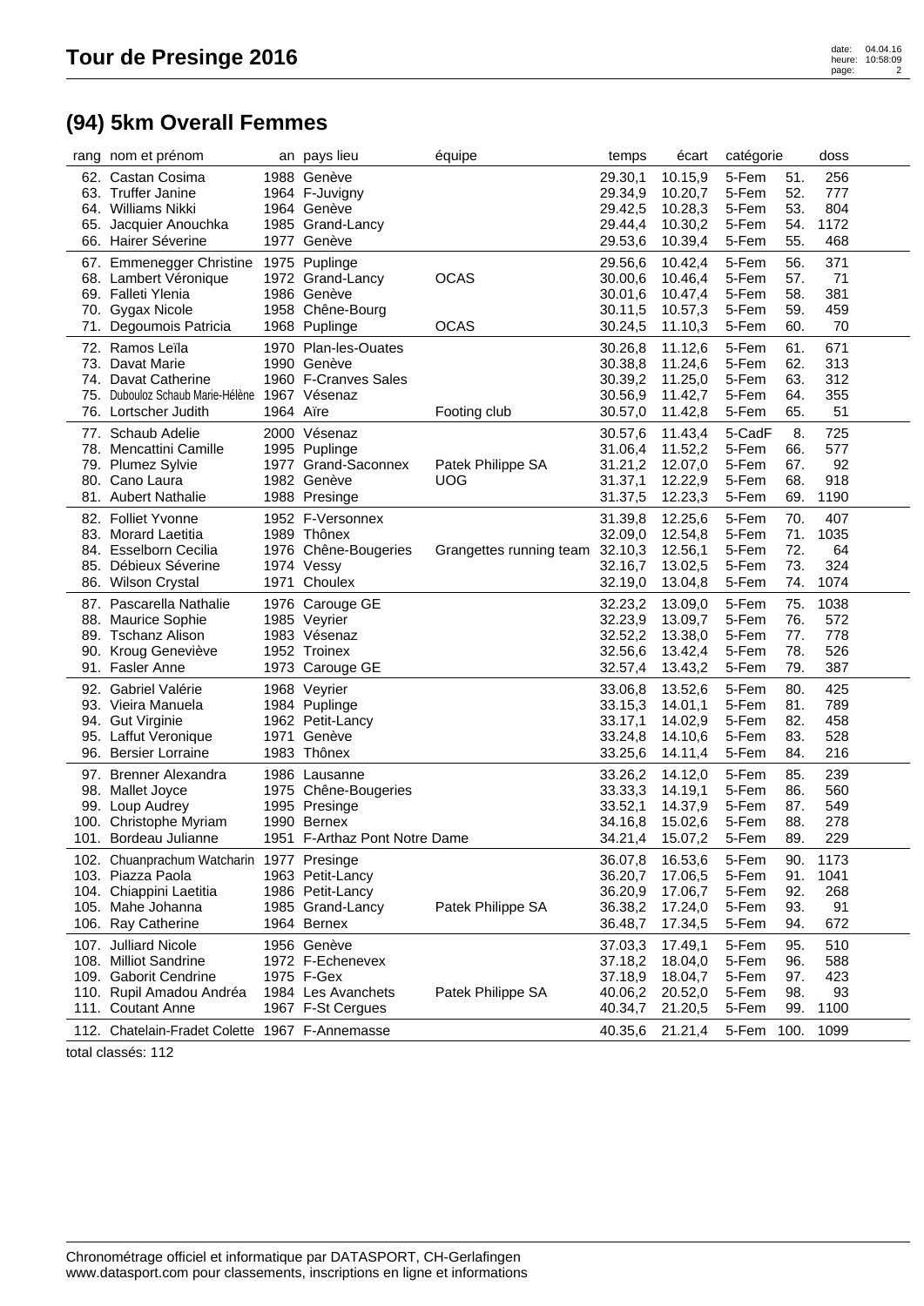## (94) 5km Overall Femmes

| rang | nom et prénom | an | pays lieu | équipe | temps | écart | catégorie | | doss |
|---|---|---|---|---|---|---|---|---|---|
| 62. | Castan Cosima | 1988 | Genève | | 29.30,1 | 10.15,9 | 5-Fem | 51. | 256 |
| 63. | Truffer Janine | 1964 | F-Juvigny | | 29.34,9 | 10.20,7 | 5-Fem | 52. | 777 |
| 64. | Williams Nikki | 1964 | Genève | | 29.42,5 | 10.28,3 | 5-Fem | 53. | 804 |
| 65. | Jacquier Anouchka | 1985 | Grand-Lancy | | 29.44,4 | 10.30,2 | 5-Fem | 54. | 1172 |
| 66. | Hairer Séverine | 1977 | Genève | | 29.53,6 | 10.39,4 | 5-Fem | 55. | 468 |
| 67. | Emmenegger Christine | 1975 | Puplinge | | 29.56,6 | 10.42,4 | 5-Fem | 56. | 371 |
| 68. | Lambert Véronique | 1972 | Grand-Lancy | OCAS | 30.00,6 | 10.46,4 | 5-Fem | 57. | 71 |
| 69. | Falleti Ylenia | 1986 | Genève | | 30.01,6 | 10.47,4 | 5-Fem | 58. | 381 |
| 70. | Gygax Nicole | 1958 | Chêne-Bourg | | 30.11,5 | 10.57,3 | 5-Fem | 59. | 459 |
| 71. | Degoumois Patricia | 1968 | Puplinge | OCAS | 30.24,5 | 11.10,3 | 5-Fem | 60. | 70 |
| 72. | Ramos Leïla | 1970 | Plan-les-Ouates | | 30.26,8 | 11.12,6 | 5-Fem | 61. | 671 |
| 73. | Davat Marie | 1990 | Genève | | 30.38,8 | 11.24,6 | 5-Fem | 62. | 313 |
| 74. | Davat Catherine | 1960 | F-Cranves Sales | | 30.39,2 | 11.25,0 | 5-Fem | 63. | 312 |
| 75. | Dubouloz Schaub Marie-Hélène | 1967 | Vésenaz | | 30.56,9 | 11.42,7 | 5-Fem | 64. | 355 |
| 76. | Lortscher Judith | 1964 | Aïre | Footing club | 30.57,0 | 11.42,8 | 5-Fem | 65. | 51 |
| 77. | Schaub Adelie | 2000 | Vésenaz | | 30.57,6 | 11.43,4 | 5-CadF | 8. | 725 |
| 78. | Mencattini Camille | 1995 | Puplinge | | 31.06,4 | 11.52,2 | 5-Fem | 66. | 577 |
| 79. | Plumez Sylvie | 1977 | Grand-Saconnex | Patek Philippe SA | 31.21,2 | 12.07,0 | 5-Fem | 67. | 92 |
| 80. | Cano Laura | 1982 | Genève | UOG | 31.37,1 | 12.22,9 | 5-Fem | 68. | 918 |
| 81. | Aubert Nathalie | 1988 | Presinge | | 31.37,5 | 12.23,3 | 5-Fem | 69. | 1190 |
| 82. | Folliet Yvonne | 1952 | F-Versonnex | | 31.39,8 | 12.25,6 | 5-Fem | 70. | 407 |
| 83. | Morard Laetitia | 1989 | Thônex | | 32.09,0 | 12.54,8 | 5-Fem | 71. | 1035 |
| 84. | Esselborn Cecilia | 1976 | Chêne-Bougeries | Grangettes running team | 32.10,3 | 12.56,1 | 5-Fem | 72. | 64 |
| 85. | Débieux Séverine | 1974 | Vessy | | 32.16,7 | 13.02,5 | 5-Fem | 73. | 324 |
| 86. | Wilson Crystal | 1971 | Choulex | | 32.19,0 | 13.04,8 | 5-Fem | 74. | 1074 |
| 87. | Pascarella Nathalie | 1976 | Carouge GE | | 32.23,2 | 13.09,0 | 5-Fem | 75. | 1038 |
| 88. | Maurice Sophie | 1985 | Veyrier | | 32.23,9 | 13.09,7 | 5-Fem | 76. | 572 |
| 89. | Tschanz Alison | 1983 | Vésenaz | | 32.52,2 | 13.38,0 | 5-Fem | 77. | 778 |
| 90. | Kroug Geneviève | 1952 | Troinex | | 32.56,6 | 13.42,4 | 5-Fem | 78. | 526 |
| 91. | Fasler Anne | 1973 | Carouge GE | | 32.57,4 | 13.43,2 | 5-Fem | 79. | 387 |
| 92. | Gabriel Valérie | 1968 | Veyrier | | 33.06,8 | 13.52,6 | 5-Fem | 80. | 425 |
| 93. | Vieira Manuela | 1984 | Puplinge | | 33.15,3 | 14.01,1 | 5-Fem | 81. | 789 |
| 94. | Gut Virginie | 1962 | Petit-Lancy | | 33.17,1 | 14.02,9 | 5-Fem | 82. | 458 |
| 95. | Laffut Veronique | 1971 | Genève | | 33.24,8 | 14.10,6 | 5-Fem | 83. | 528 |
| 96. | Bersier Lorraine | 1983 | Thônex | | 33.25,6 | 14.11,4 | 5-Fem | 84. | 216 |
| 97. | Brenner Alexandra | 1986 | Lausanne | | 33.26,2 | 14.12,0 | 5-Fem | 85. | 239 |
| 98. | Mallet Joyce | 1975 | Chêne-Bougeries | | 33.33,3 | 14.19,1 | 5-Fem | 86. | 560 |
| 99. | Loup Audrey | 1995 | Presinge | | 33.52,1 | 14.37,9 | 5-Fem | 87. | 549 |
| 100. | Christophe Myriam | 1990 | Bernex | | 34.16,8 | 15.02,6 | 5-Fem | 88. | 278 |
| 101. | Bordeau Julianne | 1951 | F-Arthaz Pont Notre Dame | | 34.21,4 | 15.07,2 | 5-Fem | 89. | 229 |
| 102. | Chuanprachum Watcharin | 1977 | Presinge | | 36.07,8 | 16.53,6 | 5-Fem | 90. | 1173 |
| 103. | Piazza Paola | 1963 | Petit-Lancy | | 36.20,7 | 17.06,5 | 5-Fem | 91. | 1041 |
| 104. | Chiappini Laetitia | 1986 | Petit-Lancy | | 36.20,9 | 17.06,7 | 5-Fem | 92. | 268 |
| 105. | Mahe Johanna | 1985 | Grand-Lancy | Patek Philippe SA | 36.38,2 | 17.24,0 | 5-Fem | 93. | 91 |
| 106. | Ray Catherine | 1964 | Bernex | | 36.48,7 | 17.34,5 | 5-Fem | 94. | 672 |
| 107. | Julliard Nicole | 1956 | Genève | | 37.03,3 | 17.49,1 | 5-Fem | 95. | 510 |
| 108. | Milliot Sandrine | 1972 | F-Echenevex | | 37.18,2 | 18.04,0 | 5-Fem | 96. | 588 |
| 109. | Gaborit Cendrine | 1975 | F-Gex | | 37.18,9 | 18.04,7 | 5-Fem | 97. | 423 |
| 110. | Rupil Amadou Andréa | 1984 | Les Avanchets | Patek Philippe SA | 40.06,2 | 20.52,0 | 5-Fem | 98. | 93 |
| 111. | Coutant Anne | 1967 | F-St Cergues | | 40.34,7 | 21.20,5 | 5-Fem | 99. | 1100 |
| 112. | Chatelain-Fradet Colette | 1967 | F-Annemasse | | 40.35,6 | 21.21,4 | 5-Fem | 100. | 1099 |

total classés: 112

Chronométrage officiel et informatique par DATASPORT, CH-Gerlafingen
www.datasport.com pour classements, inscriptions en ligne et informations